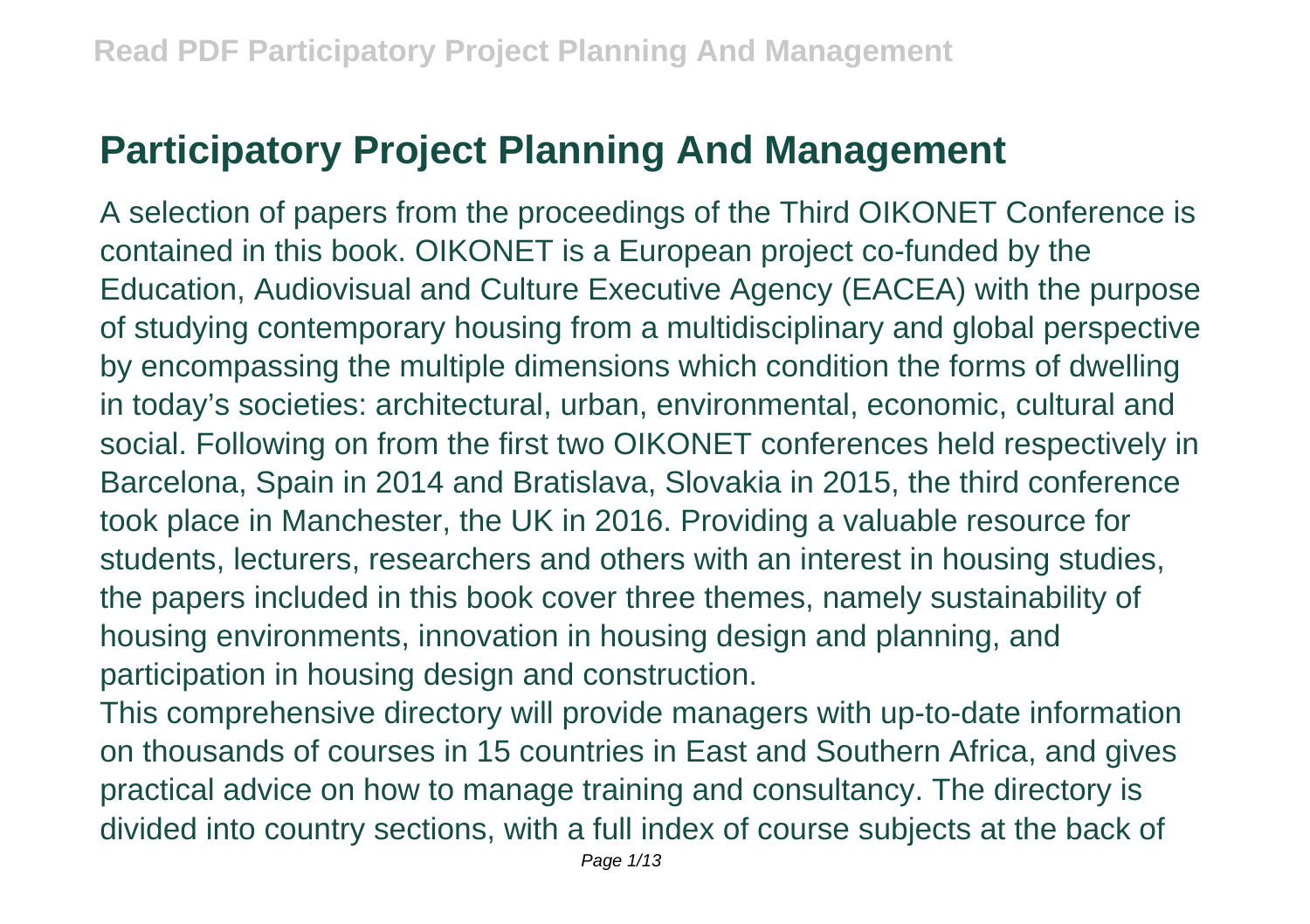# Participatory Project Planning And Management

A selection of papers from the proceedings of the Third OIKONET Conference is contained in this book. OIKONET is a European project co-funded by the Education, Audiovisual and Culture Executive Agency (EACEA) with the purpose of studying contemporary housing from a multidisciplinary and global perspective by encompassing the multiple dimensions which condition the forms of dwelling in today's societies: architectural, urban, environmental, economic, cultural and social. Following on from the first two OIKONET conferences held respectively in Barcelona, Spain in 2014 and Bratislava, Slovakia in 2015, the third conference took place in Manchester, the UK in 2016. Providing a valuable resource for students, lecturers, researchers and others with an interest in housing studies, the papers included in this book cover three themes, namely sustainability of housing environments, innovation in housing design and planning, and participation in housing design and construction.

This comprehensive directory will provide managers with up-to-date information on thousands of courses in 15 countries in East and Southern Africa, and gives practical advice on how to manage training and consultancy. The directory is divided into country sections, with a full index of course subjects at the back of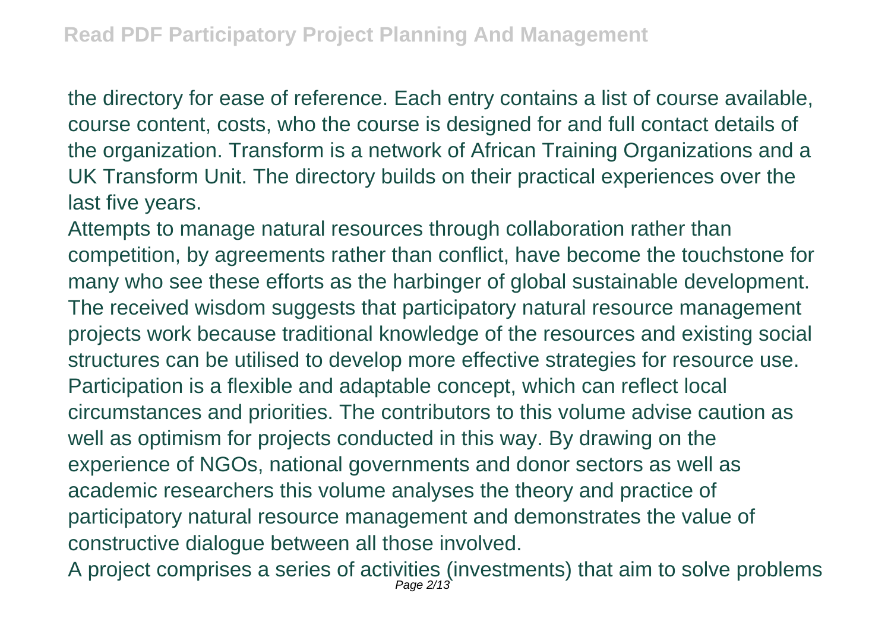the directory for ease of reference. Each entry contains a list of course available, course content, costs, who the course is designed for and full contact details of the organization. Transform is a network of African Training Organizations and a UK Transform Unit. The directory builds on their practical experiences over the last five years.

Attempts to manage natural resources through collaboration rather than competition, by agreements rather than conflict, have become the touchstone for many who see these efforts as the harbinger of global sustainable development. The received wisdom suggests that participatory natural resource management projects work because traditional knowledge of the resources and existing social structures can be utilised to develop more effective strategies for resource use. Participation is a flexible and adaptable concept, which can reflect local circumstances and priorities. The contributors to this volume advise caution as well as optimism for projects conducted in this way. By drawing on the experience of NGOs, national governments and donor sectors as well as academic researchers this volume analyses the theory and practice of participatory natural resource management and demonstrates the value of constructive dialogue between all those involved.

A project comprises a series of activities (investments) that aim to solve problems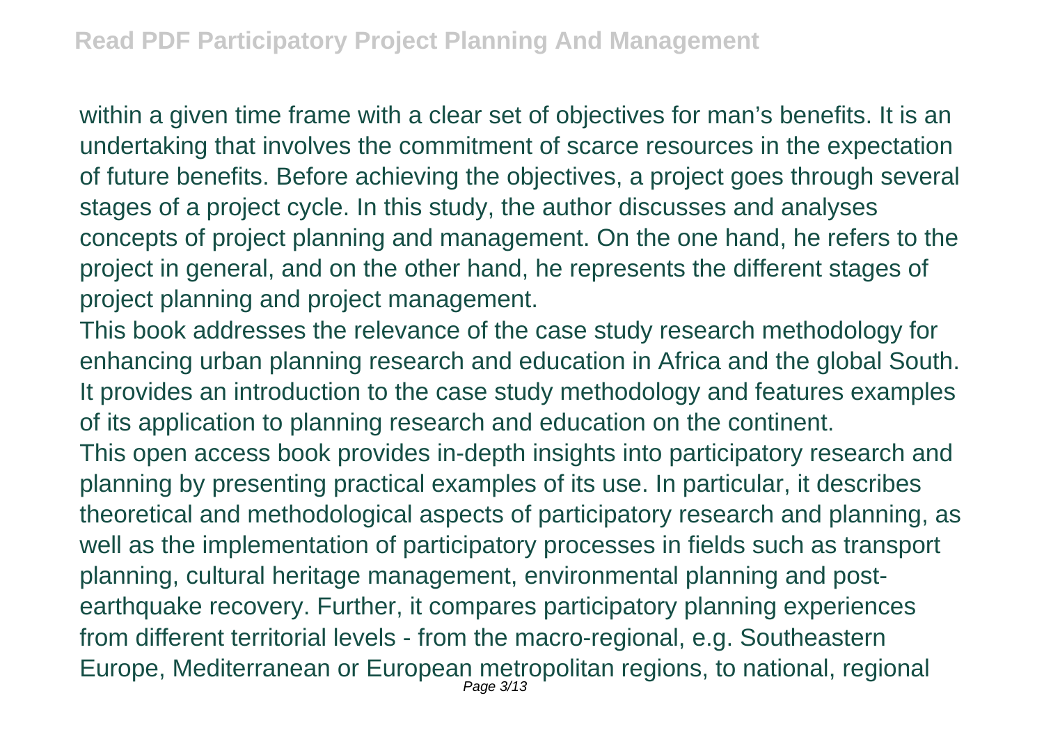within a given time frame with a clear set of objectives for man's benefits. It is an undertaking that involves the commitment of scarce resources in the expectation of future benefits. Before achieving the objectives, a project goes through several stages of a project cycle. In this study, the author discusses and analyses concepts of project planning and management. On the one hand, he refers to the project in general, and on the other hand, he represents the different stages of project planning and project management.

This book addresses the relevance of the case study research methodology for enhancing urban planning research and education in Africa and the global South. It provides an introduction to the case study methodology and features examples of its application to planning research and education on the continent.

This open access book provides in-depth insights into participatory research and planning by presenting practical examples of its use. In particular, it describes theoretical and methodological aspects of participatory research and planning, as well as the implementation of participatory processes in fields such as transport planning, cultural heritage management, environmental planning and post-earthquake recovery. Further, it compares participatory planning experiences from different territorial levels - from the macro-regional, e.g. Southeastern Europe, Mediterranean or European metropolitan regions, to national, regional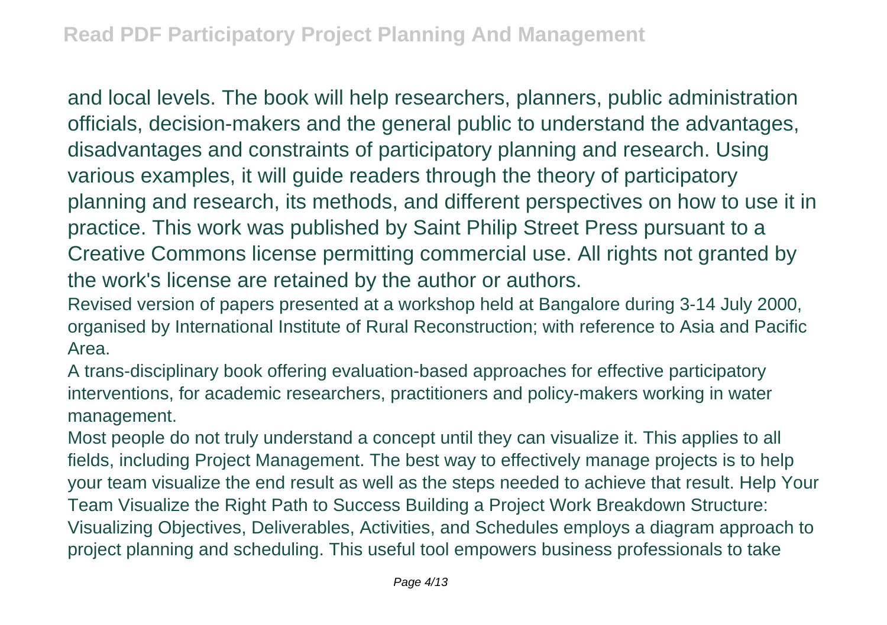and local levels. The book will help researchers, planners, public administration officials, decision-makers and the general public to understand the advantages, disadvantages and constraints of participatory planning and research. Using various examples, it will guide readers through the theory of participatory planning and research, its methods, and different perspectives on how to use it in practice. This work was published by Saint Philip Street Press pursuant to a Creative Commons license permitting commercial use. All rights not granted by the work's license are retained by the author or authors.

Revised version of papers presented at a workshop held at Bangalore during 3-14 July 2000, organised by International Institute of Rural Reconstruction; with reference to Asia and Pacific Area.

A trans-disciplinary book offering evaluation-based approaches for effective participatory interventions, for academic researchers, practitioners and policy-makers working in water management.

Most people do not truly understand a concept until they can visualize it. This applies to all fields, including Project Management. The best way to effectively manage projects is to help your team visualize the end result as well as the steps needed to achieve that result. Help Your Team Visualize the Right Path to Success Building a Project Work Breakdown Structure: Visualizing Objectives, Deliverables, Activities, and Schedules employs a diagram approach to project planning and scheduling. This useful tool empowers business professionals to take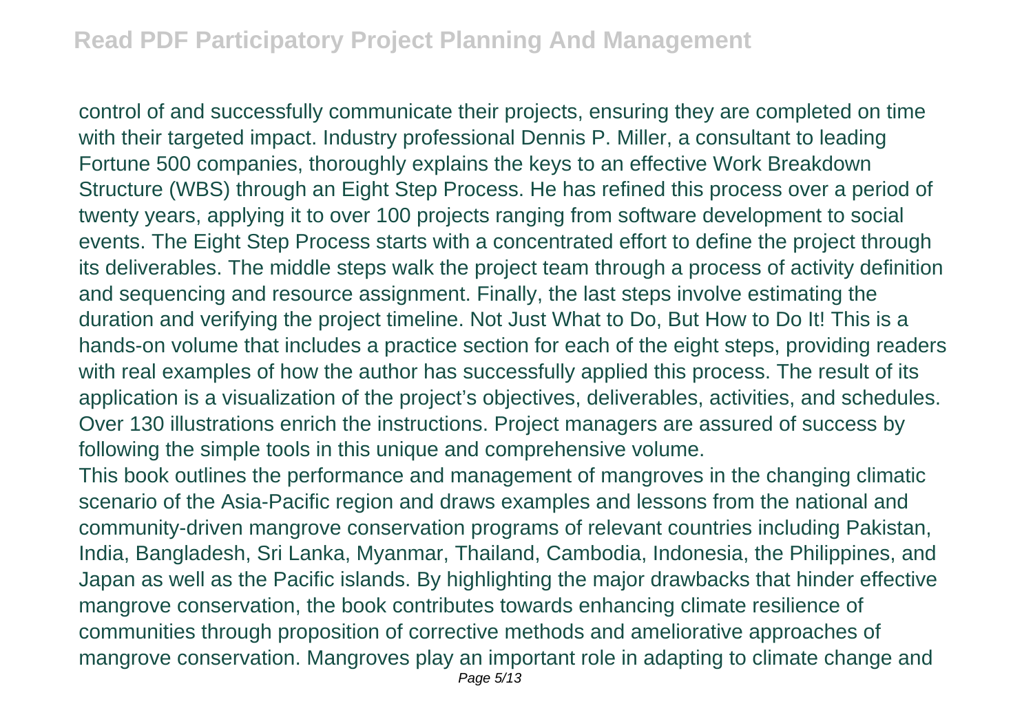control of and successfully communicate their projects, ensuring they are completed on time with their targeted impact. Industry professional Dennis P. Miller, a consultant to leading Fortune 500 companies, thoroughly explains the keys to an effective Work Breakdown Structure (WBS) through an Eight Step Process. He has refined this process over a period of twenty years, applying it to over 100 projects ranging from software development to social events. The Eight Step Process starts with a concentrated effort to define the project through its deliverables. The middle steps walk the project team through a process of activity definition and sequencing and resource assignment. Finally, the last steps involve estimating the duration and verifying the project timeline. Not Just What to Do, But How to Do It! This is a hands-on volume that includes a practice section for each of the eight steps, providing readers with real examples of how the author has successfully applied this process. The result of its application is a visualization of the project's objectives, deliverables, activities, and schedules. Over 130 illustrations enrich the instructions. Project managers are assured of success by following the simple tools in this unique and comprehensive volume.

This book outlines the performance and management of mangroves in the changing climatic scenario of the Asia-Pacific region and draws examples and lessons from the national and community-driven mangrove conservation programs of relevant countries including Pakistan, India, Bangladesh, Sri Lanka, Myanmar, Thailand, Cambodia, Indonesia, the Philippines, and Japan as well as the Pacific islands. By highlighting the major drawbacks that hinder effective mangrove conservation, the book contributes towards enhancing climate resilience of communities through proposition of corrective methods and ameliorative approaches of mangrove conservation. Mangroves play an important role in adapting to climate change and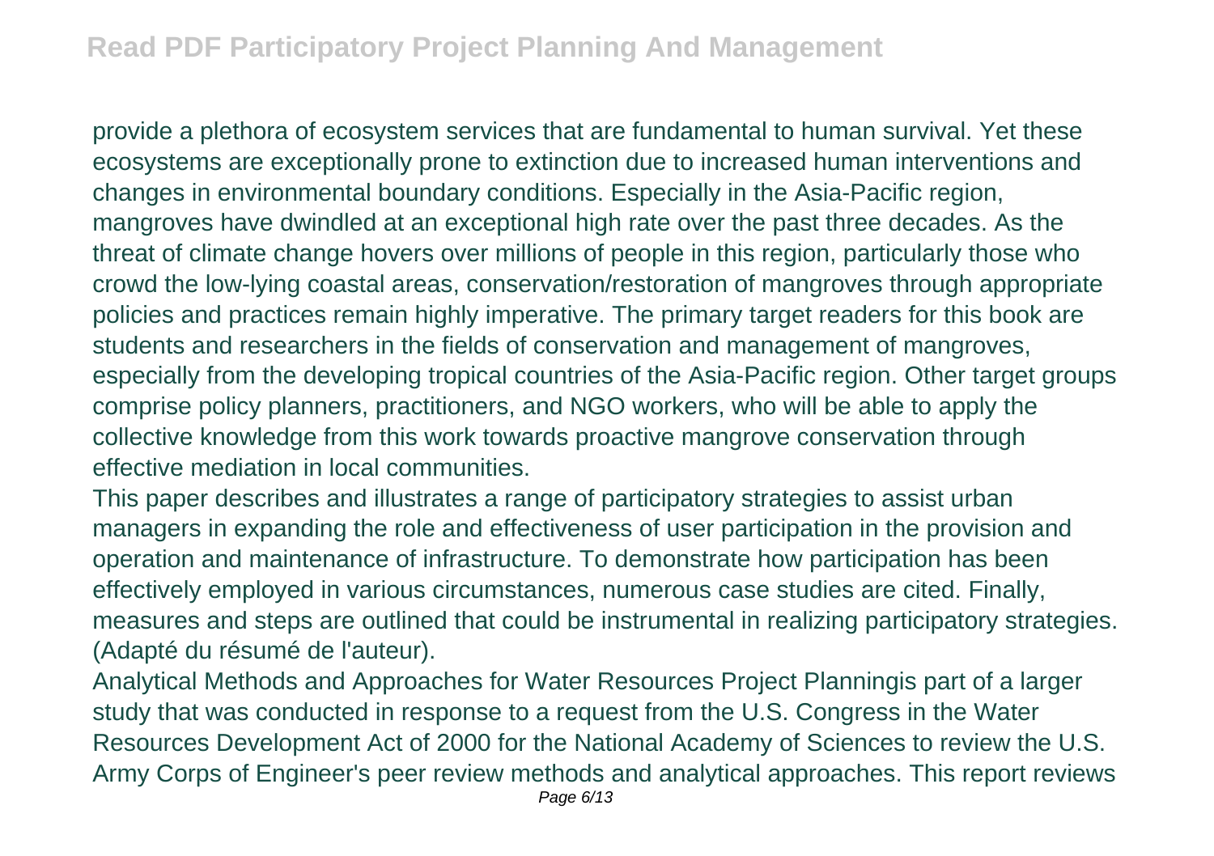provide a plethora of ecosystem services that are fundamental to human survival. Yet these ecosystems are exceptionally prone to extinction due to increased human interventions and changes in environmental boundary conditions. Especially in the Asia-Pacific region, mangroves have dwindled at an exceptional high rate over the past three decades. As the threat of climate change hovers over millions of people in this region, particularly those who crowd the low-lying coastal areas, conservation/restoration of mangroves through appropriate policies and practices remain highly imperative. The primary target readers for this book are students and researchers in the fields of conservation and management of mangroves, especially from the developing tropical countries of the Asia-Pacific region. Other target groups comprise policy planners, practitioners, and NGO workers, who will be able to apply the collective knowledge from this work towards proactive mangrove conservation through effective mediation in local communities.

This paper describes and illustrates a range of participatory strategies to assist urban managers in expanding the role and effectiveness of user participation in the provision and operation and maintenance of infrastructure. To demonstrate how participation has been effectively employed in various circumstances, numerous case studies are cited. Finally, measures and steps are outlined that could be instrumental in realizing participatory strategies. (Adapté du résumé de l'auteur).

Analytical Methods and Approaches for Water Resources Project Planningis part of a larger study that was conducted in response to a request from the U.S. Congress in the Water Resources Development Act of 2000 for the National Academy of Sciences to review the U.S. Army Corps of Engineer's peer review methods and analytical approaches. This report reviews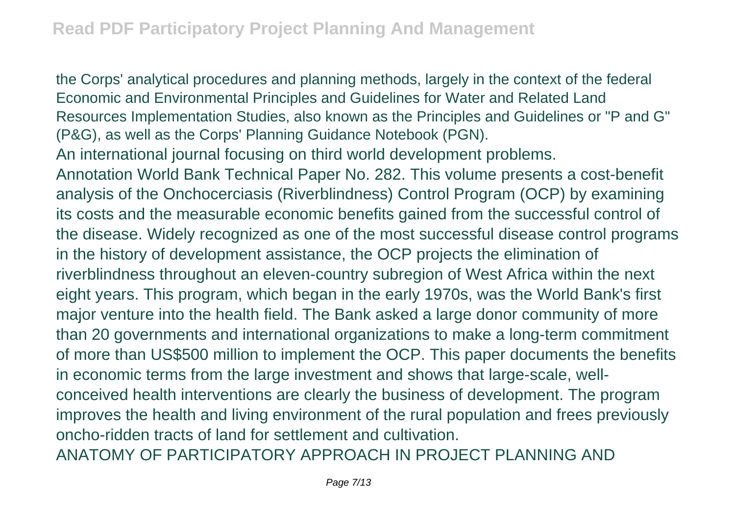the Corps' analytical procedures and planning methods, largely in the context of the federal Economic and Environmental Principles and Guidelines for Water and Related Land Resources Implementation Studies, also known as the Principles and Guidelines or "P and G" (P&G), as well as the Corps' Planning Guidance Notebook (PGN).

An international journal focusing on third world development problems.

Annotation World Bank Technical Paper No. 282. This volume presents a cost-benefit analysis of the Onchocerciasis (Riverblindness) Control Program (OCP) by examining its costs and the measurable economic benefits gained from the successful control of the disease. Widely recognized as one of the most successful disease control programs in the history of development assistance, the OCP projects the elimination of riverblindness throughout an eleven-country subregion of West Africa within the next eight years. This program, which began in the early 1970s, was the World Bank's first major venture into the health field. The Bank asked a large donor community of more than 20 governments and international organizations to make a long-term commitment of more than US$500 million to implement the OCP. This paper documents the benefits in economic terms from the large investment and shows that large-scale, well-conceived health interventions are clearly the business of development. The program improves the health and living environment of the rural population and frees previously oncho-ridden tracts of land for settlement and cultivation.

ANATOMY OF PARTICIPATORY APPROACH IN PROJECT PLANNING AND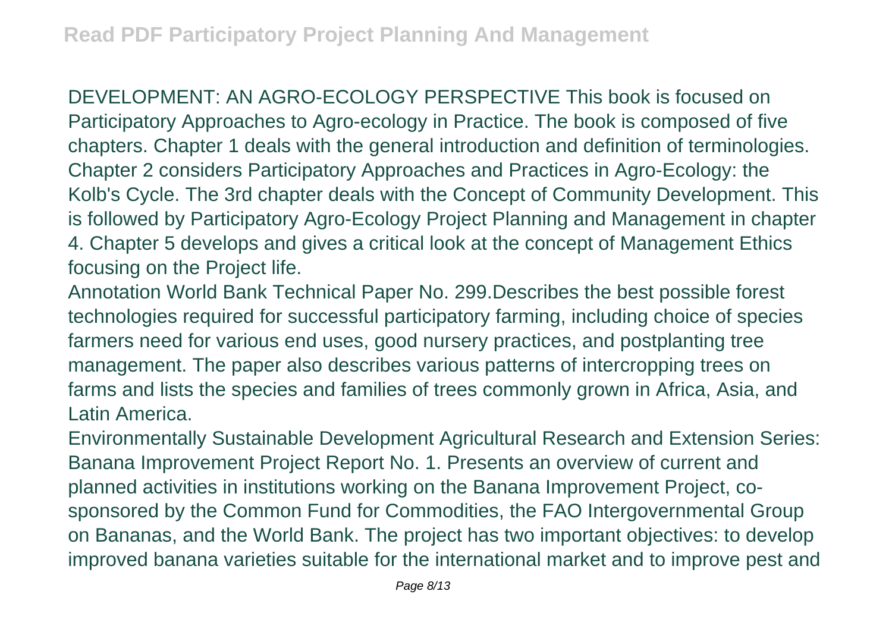DEVELOPMENT: AN AGRO-ECOLOGY PERSPECTIVE This book is focused on Participatory Approaches to Agro-ecology in Practice. The book is composed of five chapters. Chapter 1 deals with the general introduction and definition of terminologies. Chapter 2 considers Participatory Approaches and Practices in Agro-Ecology: the Kolb's Cycle. The 3rd chapter deals with the Concept of Community Development. This is followed by Participatory Agro-Ecology Project Planning and Management in chapter 4. Chapter 5 develops and gives a critical look at the concept of Management Ethics focusing on the Project life.

Annotation World Bank Technical Paper No. 299.Describes the best possible forest technologies required for successful participatory farming, including choice of species farmers need for various end uses, good nursery practices, and postplanting tree management. The paper also describes various patterns of intercropping trees on farms and lists the species and families of trees commonly grown in Africa, Asia, and Latin America.

Environmentally Sustainable Development Agricultural Research and Extension Series: Banana Improvement Project Report No. 1. Presents an overview of current and planned activities in institutions working on the Banana Improvement Project, co-sponsored by the Common Fund for Commodities, the FAO Intergovernmental Group on Bananas, and the World Bank. The project has two important objectives: to develop improved banana varieties suitable for the international market and to improve pest and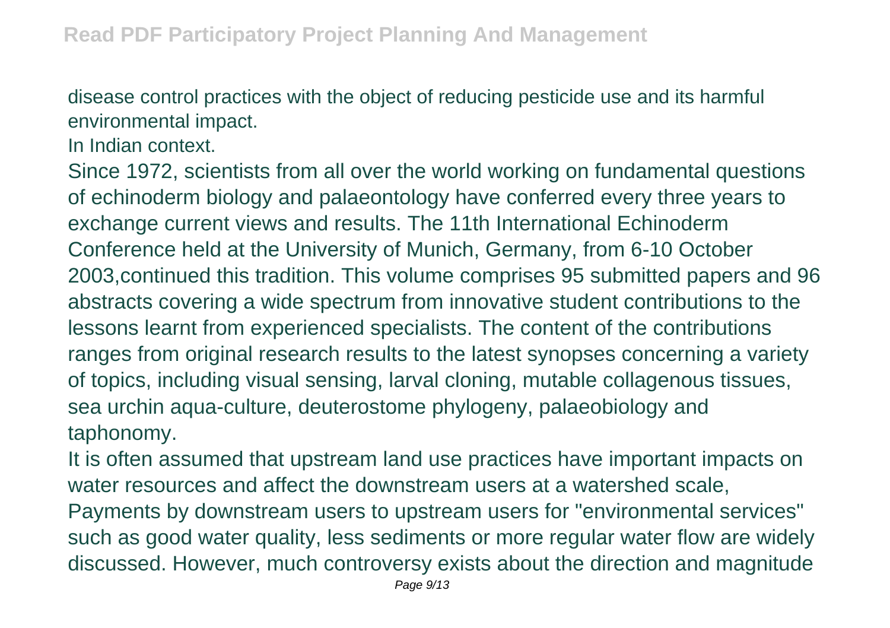disease control practices with the object of reducing pesticide use and its harmful environmental impact.

In Indian context.

Since 1972, scientists from all over the world working on fundamental questions of echinoderm biology and palaeontology have conferred every three years to exchange current views and results. The 11th International Echinoderm Conference held at the University of Munich, Germany, from 6-10 October 2003,continued this tradition. This volume comprises 95 submitted papers and 96 abstracts covering a wide spectrum from innovative student contributions to the lessons learnt from experienced specialists. The content of the contributions ranges from original research results to the latest synopses concerning a variety of topics, including visual sensing, larval cloning, mutable collagenous tissues, sea urchin aqua-culture, deuterostome phylogeny, palaeobiology and taphonomy.

It is often assumed that upstream land use practices have important impacts on water resources and affect the downstream users at a watershed scale, Payments by downstream users to upstream users for "environmental services" such as good water quality, less sediments or more regular water flow are widely discussed. However, much controversy exists about the direction and magnitude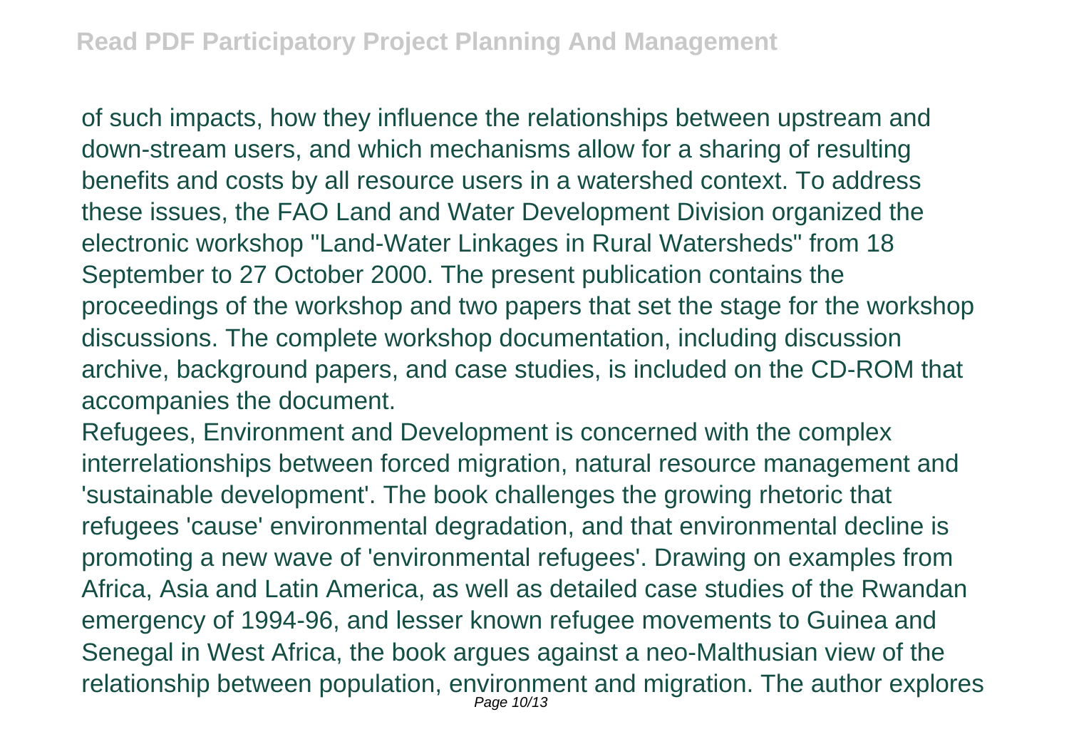of such impacts, how they influence the relationships between upstream and down-stream users, and which mechanisms allow for a sharing of resulting benefits and costs by all resource users in a watershed context. To address these issues, the FAO Land and Water Development Division organized the electronic workshop "Land-Water Linkages in Rural Watersheds" from 18 September to 27 October 2000. The present publication contains the proceedings of the workshop and two papers that set the stage for the workshop discussions. The complete workshop documentation, including discussion archive, background papers, and case studies, is included on the CD-ROM that accompanies the document.

Refugees, Environment and Development is concerned with the complex interrelationships between forced migration, natural resource management and 'sustainable development'. The book challenges the growing rhetoric that refugees 'cause' environmental degradation, and that environmental decline is promoting a new wave of 'environmental refugees'. Drawing on examples from Africa, Asia and Latin America, as well as detailed case studies of the Rwandan emergency of 1994-96, and lesser known refugee movements to Guinea and Senegal in West Africa, the book argues against a neo-Malthusian view of the relationship between population, environment and migration. The author explores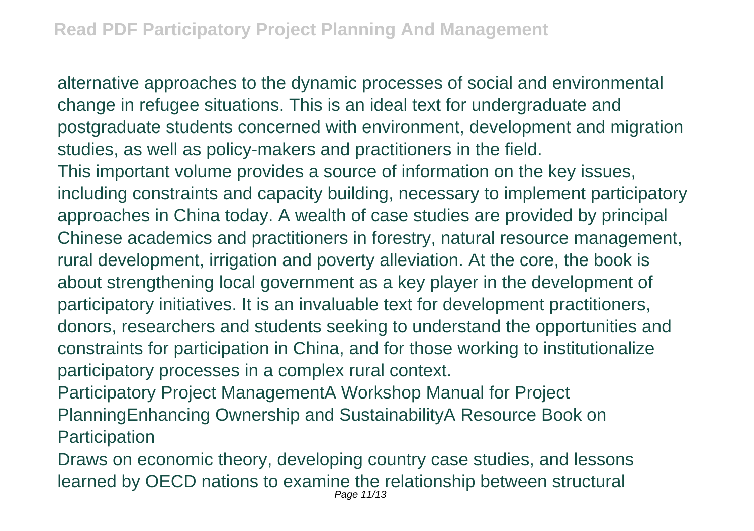alternative approaches to the dynamic processes of social and environmental change in refugee situations. This is an ideal text for undergraduate and postgraduate students concerned with environment, development and migration studies, as well as policy-makers and practitioners in the field.

This important volume provides a source of information on the key issues, including constraints and capacity building, necessary to implement participatory approaches in China today. A wealth of case studies are provided by principal Chinese academics and practitioners in forestry, natural resource management, rural development, irrigation and poverty alleviation. At the core, the book is about strengthening local government as a key player in the development of participatory initiatives. It is an invaluable text for development practitioners, donors, researchers and students seeking to understand the opportunities and constraints for participation in China, and for those working to institutionalize participatory processes in a complex rural context.

Participatory Project ManagementA Workshop Manual for Project PlanningEnhancing Ownership and SustainabilityA Resource Book on Participation

Draws on economic theory, developing country case studies, and lessons learned by OECD nations to examine the relationship between structural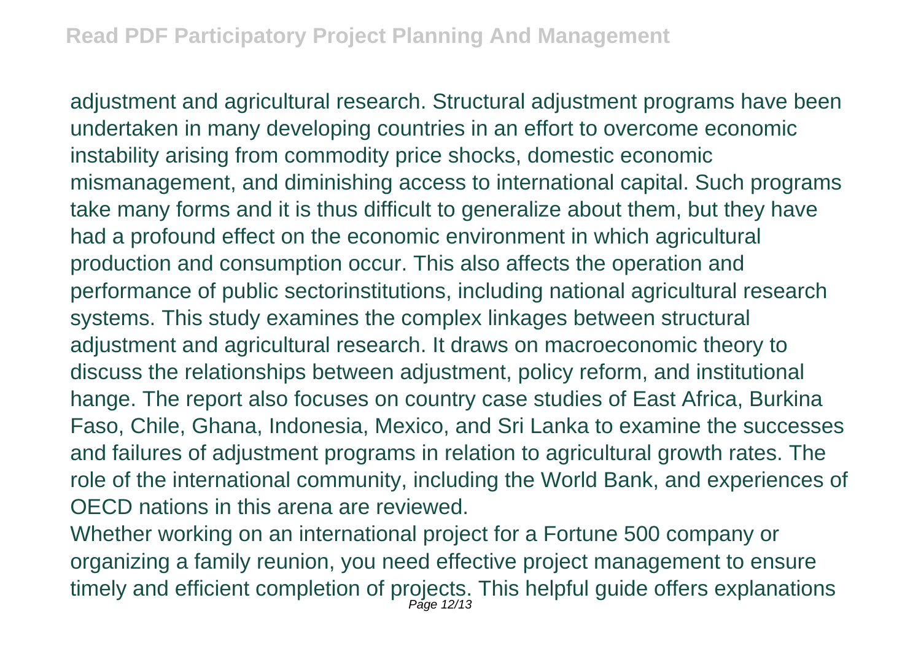adjustment and agricultural research. Structural adjustment programs have been undertaken in many developing countries in an effort to overcome economic instability arising from commodity price shocks, domestic economic mismanagement, and diminishing access to international capital. Such programs take many forms and it is thus difficult to generalize about them, but they have had a profound effect on the economic environment in which agricultural production and consumption occur. This also affects the operation and performance of public sectorinstitutions, including national agricultural research systems. This study examines the complex linkages between structural adjustment and agricultural research. It draws on macroeconomic theory to discuss the relationships between adjustment, policy reform, and institutional hange. The report also focuses on country case studies of East Africa, Burkina Faso, Chile, Ghana, Indonesia, Mexico, and Sri Lanka to examine the successes and failures of adjustment programs in relation to agricultural growth rates. The role of the international community, including the World Bank, and experiences of OECD nations in this arena are reviewed.

Whether working on an international project for a Fortune 500 company or organizing a family reunion, you need effective project management to ensure timely and efficient completion of projects. This helpful guide offers explanations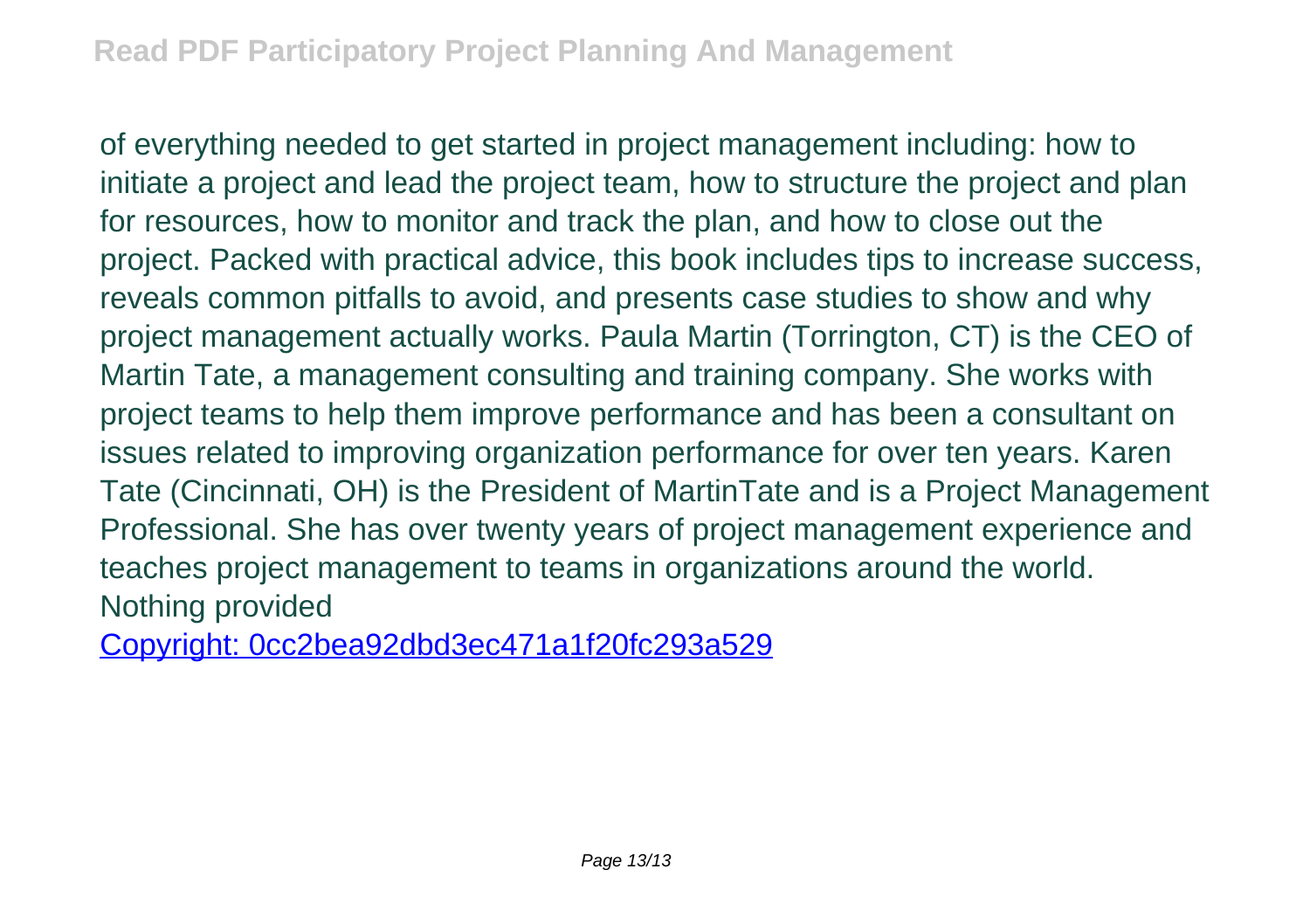of everything needed to get started in project management including: how to initiate a project and lead the project team, how to structure the project and plan for resources, how to monitor and track the plan, and how to close out the project. Packed with practical advice, this book includes tips to increase success, reveals common pitfalls to avoid, and presents case studies to show and why project management actually works. Paula Martin (Torrington, CT) is the CEO of Martin Tate, a management consulting and training company. She works with project teams to help them improve performance and has been a consultant on issues related to improving organization performance for over ten years. Karen Tate (Cincinnati, OH) is the President of MartinTate and is a Project Management Professional. She has over twenty years of project management experience and teaches project management to teams in organizations around the world.

Nothing provided

Copyright: 0cc2bea92dbd3ec471a1f20fc293a529